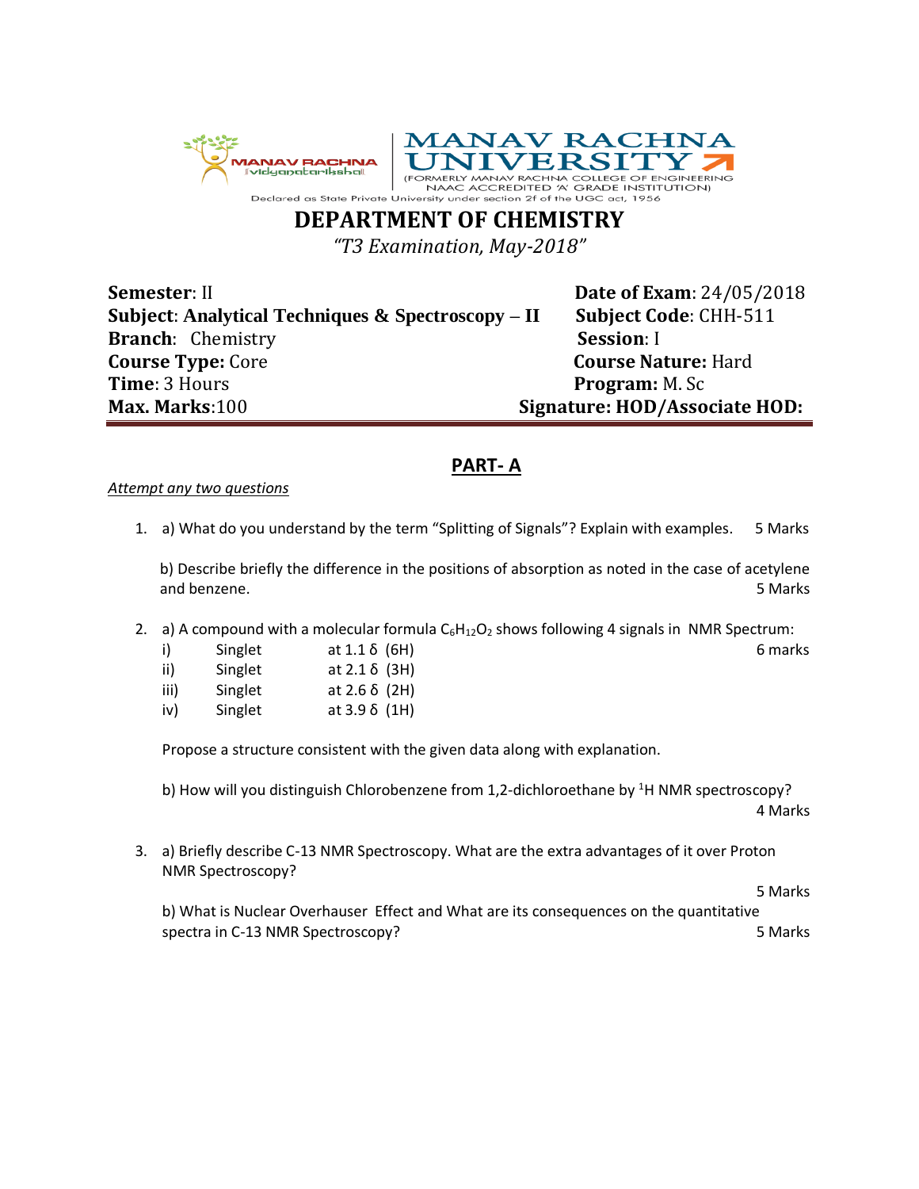MANAV RACHNA UNIVERSITY

(FORMERLY MANAV RACHNA COLLEGE OF ENGINEERING NAAC ACCREDITED 'A' GRADE INSTITUTION)

Declared as State Private University under section 2f of the UGC act, 1956

# DEPARTMENT OF CHEMISTRY

*"T3 Examination, May-2018"*

**Semester**: II **Date of Exam**: 24/05/2018

**Subject**: **Analytical Techniques & Spectroscopy – II** **Subject Code**: CHH-511

**Branch**: Chemistry **Session**: I

**Course Type:** Core **Course Nature:** Hard

**Time**: 3 Hours **Program:** M. Sc

**Max. Marks**:100 **Signature: HOD/Associate HOD:**

## PART- A

*Attempt any two questions*

1. a) What do you understand by the term "Splitting of Signals"? Explain with examples. 5 Marks

   b) Describe briefly the difference in the positions of absorption as noted in the case of acetylene and benzene. 5 Marks

2. a) A compound with a molecular formula $C_6H_{12}O_2$ shows following 4 signals in NMR Spectrum: 6 marks

   i) Singlet at 1.1 δ (6H)
   ii) Singlet at 2.1 δ (3H)
   iii) Singlet at 2.6 δ (2H)
   iv) Singlet at 3.9 δ (1H)

   Propose a structure consistent with the given data along with explanation.

   b) How will you distinguish Chlorobenzene from 1,2-dichloroethane by $^1$H NMR spectroscopy? 4 Marks

3. a) Briefly describe C-13 NMR Spectroscopy. What are the extra advantages of it over Proton NMR Spectroscopy? 5 Marks

   b) What is Nuclear Overhauser Effect and What are its consequences on the quantitative spectra in C-13 NMR Spectroscopy? 5 Marks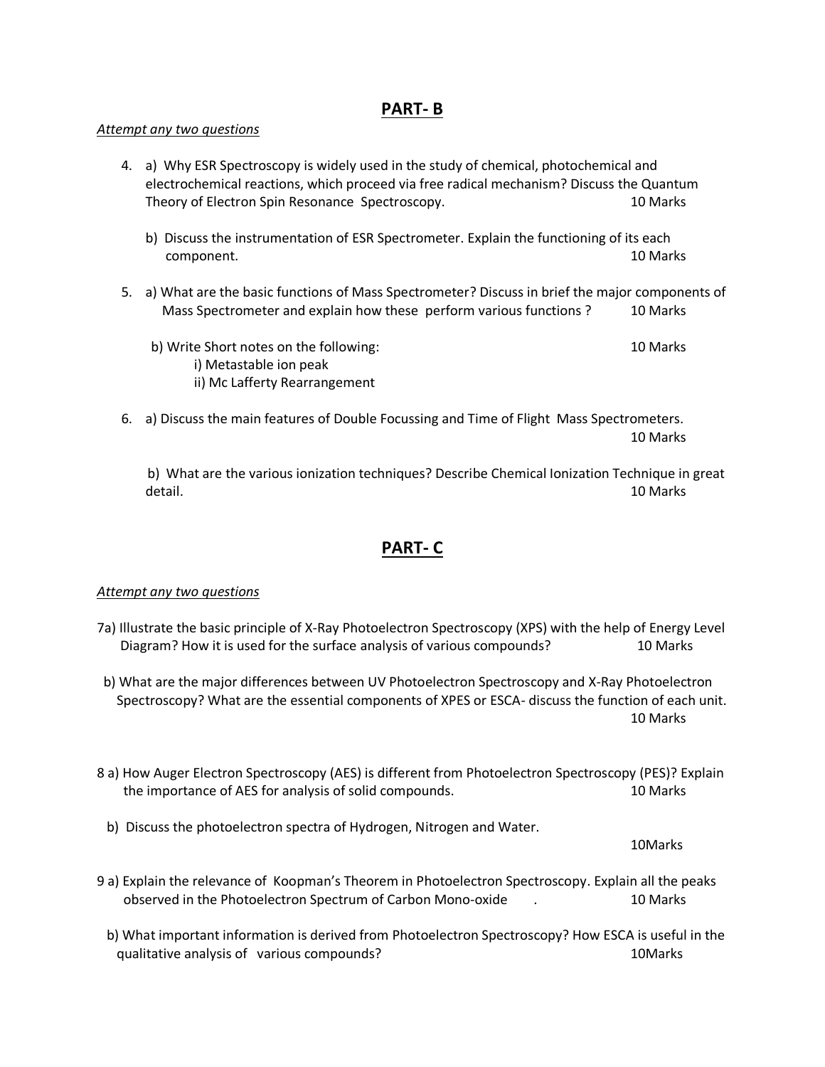## PART- B

*Attempt any two questions*

4. a) Why ESR Spectroscopy is widely used in the study of chemical, photochemical and electrochemical reactions, which proceed via free radical mechanism? Discuss the Quantum Theory of Electron Spin Resonance Spectroscopy. 10 Marks

   b) Discuss the instrumentation of ESR Spectrometer. Explain the functioning of its each component. 10 Marks

5. a) What are the basic functions of Mass Spectrometer? Discuss in brief the major components of Mass Spectrometer and explain how these perform various functions ? 10 Marks

   b) Write Short notes on the following: 10 Marks
      i) Metastable ion peak
      ii) Mc Lafferty Rearrangement

6. a) Discuss the main features of Double Focussing and Time of Flight Mass Spectrometers. 10 Marks

   b) What are the various ionization techniques? Describe Chemical Ionization Technique in great detail. 10 Marks

## PART- C

*Attempt any two questions*

7a) Illustrate the basic principle of X-Ray Photoelectron Spectroscopy (XPS) with the help of Energy Level Diagram? How it is used for the surface analysis of various compounds? 10 Marks

b) What are the major differences between UV Photoelectron Spectroscopy and X-Ray Photoelectron Spectroscopy? What are the essential components of XPES or ESCA- discuss the function of each unit. 10 Marks

8 a) How Auger Electron Spectroscopy (AES) is different from Photoelectron Spectroscopy (PES)? Explain the importance of AES for analysis of solid compounds. 10 Marks

b) Discuss the photoelectron spectra of Hydrogen, Nitrogen and Water. 10Marks

9 a) Explain the relevance of Koopman's Theorem in Photoelectron Spectroscopy. Explain all the peaks observed in the Photoelectron Spectrum of Carbon Mono-oxide . 10 Marks

b) What important information is derived from Photoelectron Spectroscopy? How ESCA is useful in the qualitative analysis of various compounds? 10Marks